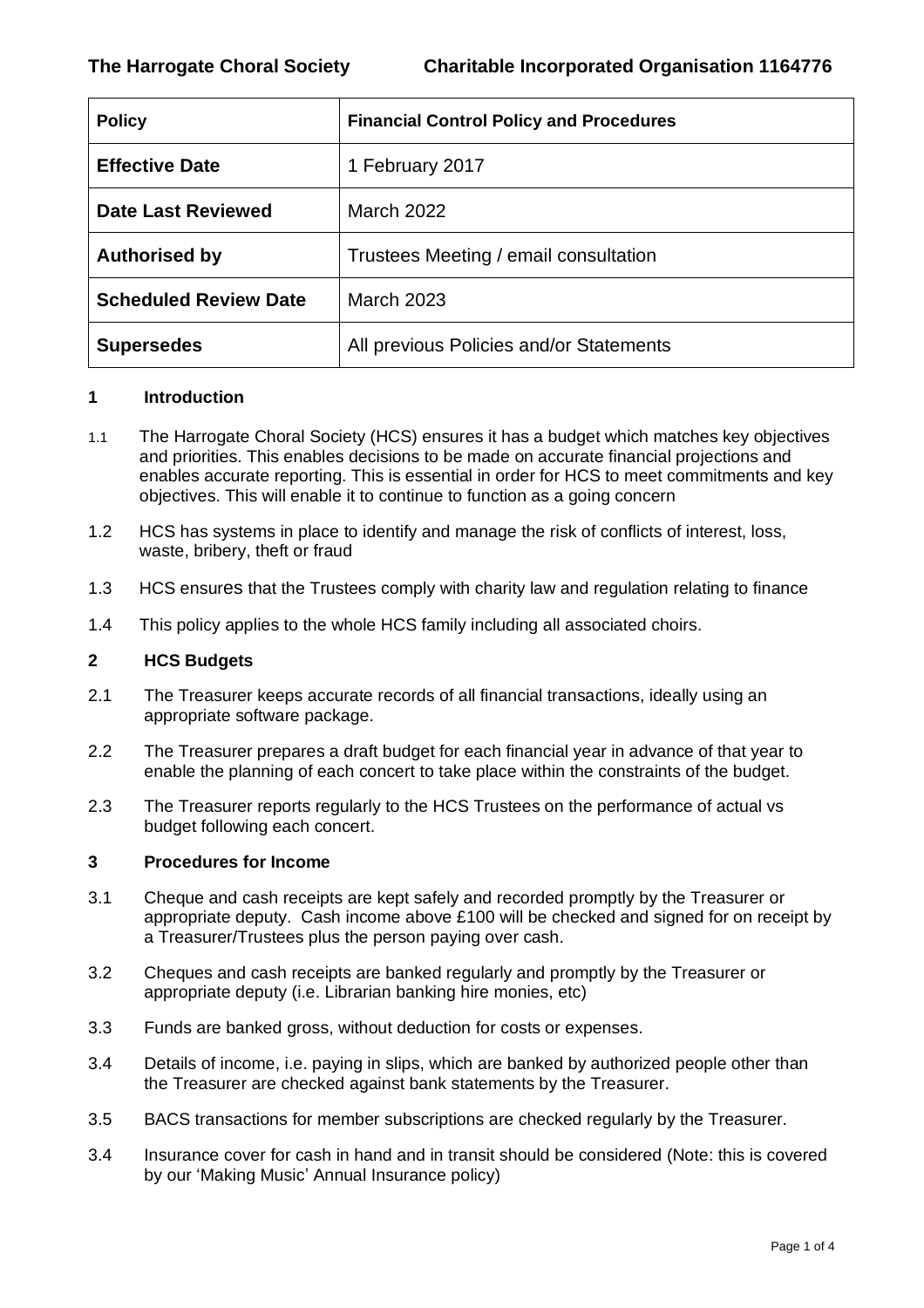**The Harrogate Choral Society** **Charitable Incorporated Organisation 1164776**

| **Policy** | **Financial Control Policy and Procedures** |
|---|---|
| **Effective Date** | 1 February 2017 |
| **Date Last Reviewed** | March 2022 |
| **Authorised by** | Trustees Meeting / email consultation |
| **Scheduled Review Date** | March 2023 |
| **Supersedes** | All previous Policies and/or Statements |

## 1 Introduction

1.1 The Harrogate Choral Society (HCS) ensures it has a budget which matches key objectives and priorities. This enables decisions to be made on accurate financial projections and enables accurate reporting. This is essential in order for HCS to meet commitments and key objectives. This will enable it to continue to function as a going concern

1.2 HCS has systems in place to identify and manage the risk of conflicts of interest, loss, waste, bribery, theft or fraud

1.3 HCS ensures that the Trustees comply with charity law and regulation relating to finance

1.4 This policy applies to the whole HCS family including all associated choirs.

## 2 HCS Budgets

2.1 The Treasurer keeps accurate records of all financial transactions, ideally using an appropriate software package.

2.2 The Treasurer prepares a draft budget for each financial year in advance of that year to enable the planning of each concert to take place within the constraints of the budget.

2.3 The Treasurer reports regularly to the HCS Trustees on the performance of actual vs budget following each concert.

## 3 Procedures for Income

3.1 Cheque and cash receipts are kept safely and recorded promptly by the Treasurer or appropriate deputy. Cash income above £100 will be checked and signed for on receipt by a Treasurer/Trustees plus the person paying over cash.

3.2 Cheques and cash receipts are banked regularly and promptly by the Treasurer or appropriate deputy (i.e. Librarian banking hire monies, etc)

3.3 Funds are banked gross, without deduction for costs or expenses.

3.4 Details of income, i.e. paying in slips, which are banked by authorized people other than the Treasurer are checked against bank statements by the Treasurer.

3.5 BACS transactions for member subscriptions are checked regularly by the Treasurer.

3.4 Insurance cover for cash in hand and in transit should be considered (Note: this is covered by our 'Making Music' Annual Insurance policy)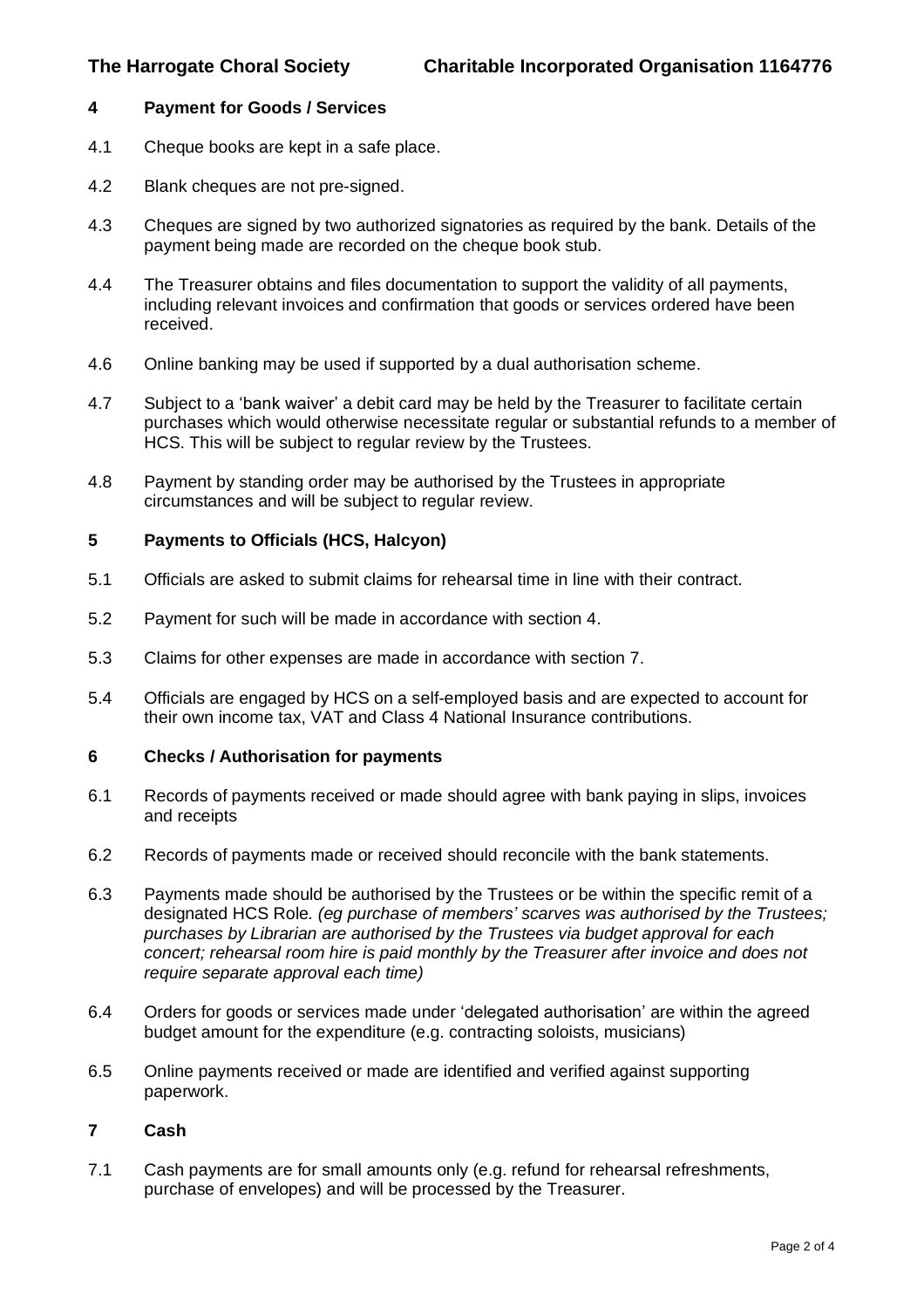## 4 Payment for Goods / Services

4.1 Cheque books are kept in a safe place.

4.2 Blank cheques are not pre-signed.

4.3 Cheques are signed by two authorized signatories as required by the bank. Details of the payment being made are recorded on the cheque book stub.

4.4 The Treasurer obtains and files documentation to support the validity of all payments, including relevant invoices and confirmation that goods or services ordered have been received.

4.6 Online banking may be used if supported by a dual authorisation scheme.

4.7 Subject to a 'bank waiver' a debit card may be held by the Treasurer to facilitate certain purchases which would otherwise necessitate regular or substantial refunds to a member of HCS. This will be subject to regular review by the Trustees.

4.8 Payment by standing order may be authorised by the Trustees in appropriate circumstances and will be subject to regular review.

## 5 Payments to Officials (HCS, Halcyon)

5.1 Officials are asked to submit claims for rehearsal time in line with their contract.

5.2 Payment for such will be made in accordance with section 4.

5.3 Claims for other expenses are made in accordance with section 7.

5.4 Officials are engaged by HCS on a self-employed basis and are expected to account for their own income tax, VAT and Class 4 National Insurance contributions.

## 6 Checks / Authorisation for payments

6.1 Records of payments received or made should agree with bank paying in slips, invoices and receipts

6.2 Records of payments made or received should reconcile with the bank statements.

6.3 Payments made should be authorised by the Trustees or be within the specific remit of a designated HCS Role. *(eg purchase of members' scarves was authorised by the Trustees; purchases by Librarian are authorised by the Trustees via budget approval for each concert; rehearsal room hire is paid monthly by the Treasurer after invoice and does not require separate approval each time)*

6.4 Orders for goods or services made under 'delegated authorisation' are within the agreed budget amount for the expenditure (e.g. contracting soloists, musicians)

6.5 Online payments received or made are identified and verified against supporting paperwork.

## 7 Cash

7.1 Cash payments are for small amounts only (e.g. refund for rehearsal refreshments, purchase of envelopes) and will be processed by the Treasurer.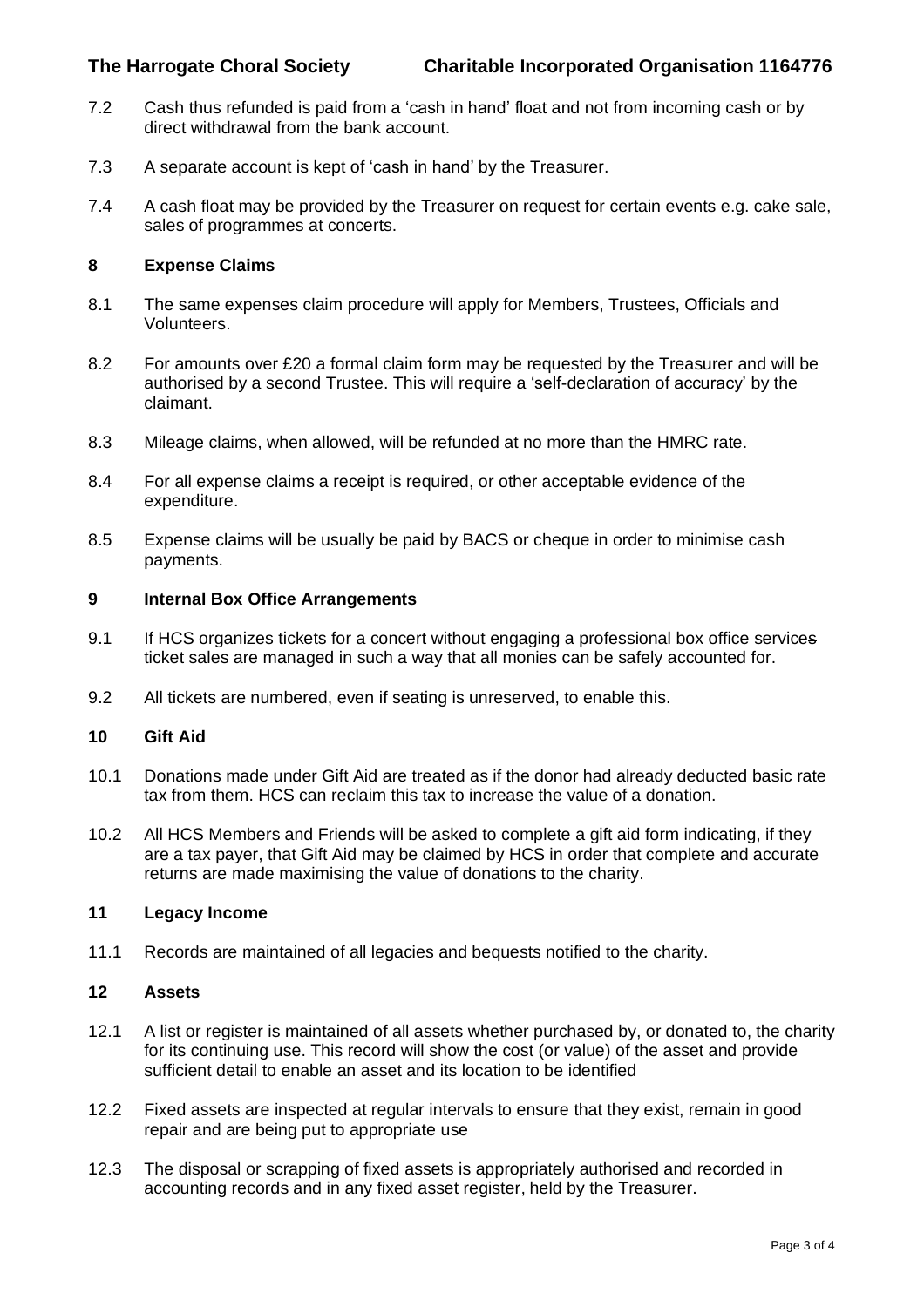7.2 Cash thus refunded is paid from a 'cash in hand' float and not from incoming cash or by direct withdrawal from the bank account.

7.3 A separate account is kept of 'cash in hand' by the Treasurer.

7.4 A cash float may be provided by the Treasurer on request for certain events e.g. cake sale, sales of programmes at concerts.

## 8 Expense Claims

8.1 The same expenses claim procedure will apply for Members, Trustees, Officials and Volunteers.

8.2 For amounts over £20 a formal claim form may be requested by the Treasurer and will be authorised by a second Trustee. This will require a 'self-declaration of accuracy' by the claimant.

8.3 Mileage claims, when allowed, will be refunded at no more than the HMRC rate.

8.4 For all expense claims a receipt is required, or other acceptable evidence of the expenditure.

8.5 Expense claims will be usually be paid by BACS or cheque in order to minimise cash payments.

## 9 Internal Box Office Arrangements

9.1 If HCS organizes tickets for a concert without engaging a professional box office services ticket sales are managed in such a way that all monies can be safely accounted for.

9.2 All tickets are numbered, even if seating is unreserved, to enable this.

## 10 Gift Aid

10.1 Donations made under Gift Aid are treated as if the donor had already deducted basic rate tax from them. HCS can reclaim this tax to increase the value of a donation.

10.2 All HCS Members and Friends will be asked to complete a gift aid form indicating, if they are a tax payer, that Gift Aid may be claimed by HCS in order that complete and accurate returns are made maximising the value of donations to the charity.

## 11 Legacy Income

11.1 Records are maintained of all legacies and bequests notified to the charity.

## 12 Assets

12.1 A list or register is maintained of all assets whether purchased by, or donated to, the charity for its continuing use. This record will show the cost (or value) of the asset and provide sufficient detail to enable an asset and its location to be identified

12.2 Fixed assets are inspected at regular intervals to ensure that they exist, remain in good repair and are being put to appropriate use

12.3 The disposal or scrapping of fixed assets is appropriately authorised and recorded in accounting records and in any fixed asset register, held by the Treasurer.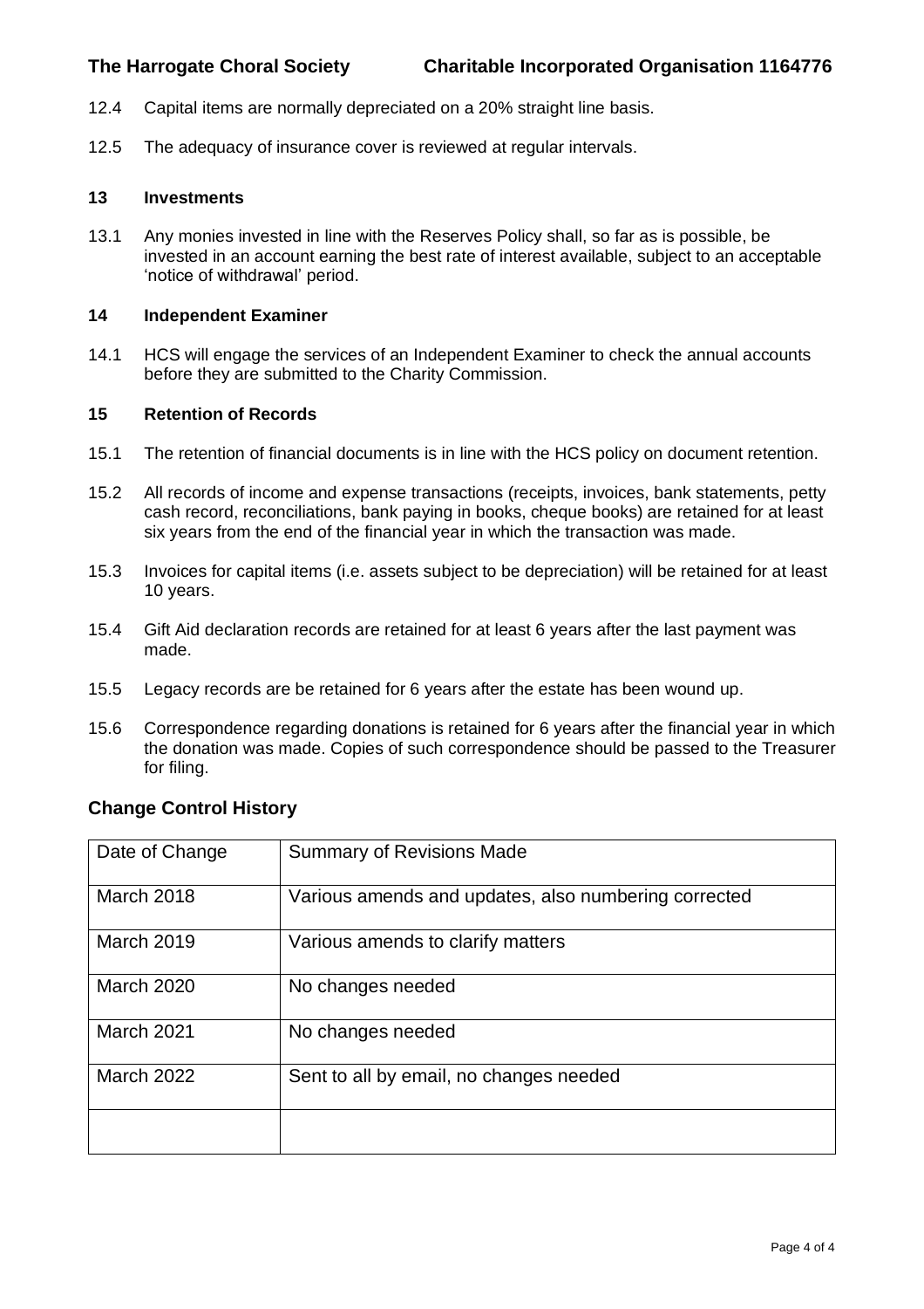12.4 Capital items are normally depreciated on a 20% straight line basis.

12.5 The adequacy of insurance cover is reviewed at regular intervals.

## 13 Investments

13.1 Any monies invested in line with the Reserves Policy shall, so far as is possible, be invested in an account earning the best rate of interest available, subject to an acceptable 'notice of withdrawal' period.

## 14 Independent Examiner

14.1 HCS will engage the services of an Independent Examiner to check the annual accounts before they are submitted to the Charity Commission.

## 15 Retention of Records

15.1 The retention of financial documents is in line with the HCS policy on document retention.

15.2 All records of income and expense transactions (receipts, invoices, bank statements, petty cash record, reconciliations, bank paying in books, cheque books) are retained for at least six years from the end of the financial year in which the transaction was made.

15.3 Invoices for capital items (i.e. assets subject to be depreciation) will be retained for at least 10 years.

15.4 Gift Aid declaration records are retained for at least 6 years after the last payment was made.

15.5 Legacy records are be retained for 6 years after the estate has been wound up.

15.6 Correspondence regarding donations is retained for 6 years after the financial year in which the donation was made. Copies of such correspondence should be passed to the Treasurer for filing.

## Change Control History

| Date of Change | Summary of Revisions Made |
|---|---|
| March 2018 | Various amends and updates, also numbering corrected |
| March 2019 | Various amends to clarify matters |
| March 2020 | No changes needed |
| March 2021 | No changes needed |
| March 2022 | Sent to all by email, no changes needed |
| | |